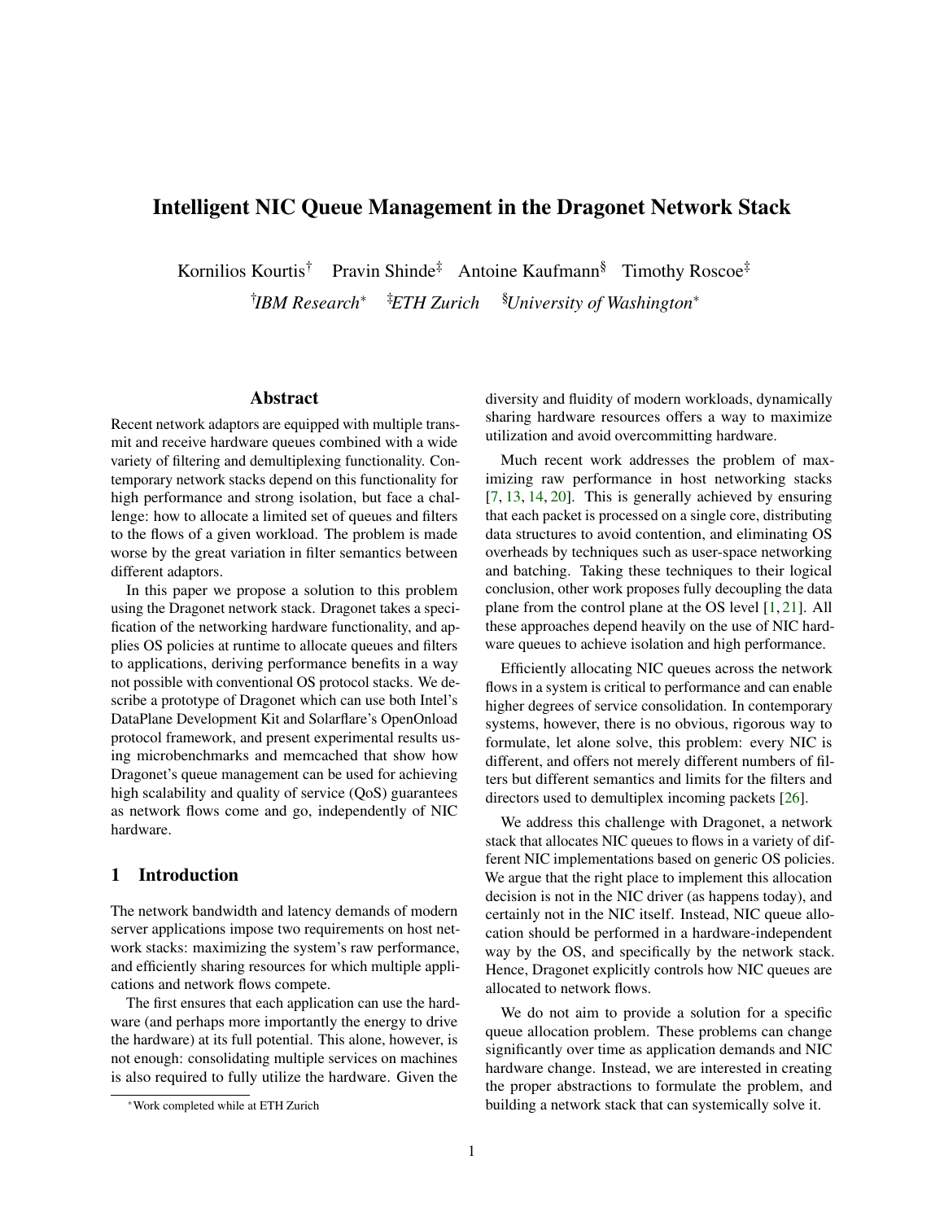# Intelligent NIC Queue Management in the Dragonet Network Stack

Kornilios Kourtis[†] Pravin Shinde[‡] Antoine Kaufmann[§] Timothy Roscoe[‡]

[†]*IBM Research*[*] [‡]*ETH Zurich* [§]*University of Washington*[*]

## Abstract

Recent network adaptors are equipped with multiple transmit and receive hardware queues combined with a wide variety of filtering and demultiplexing functionality. Contemporary network stacks depend on this functionality for high performance and strong isolation, but face a challenge: how to allocate a limited set of queues and filters to the flows of a given workload. The problem is made worse by the great variation in filter semantics between different adaptors.

In this paper we propose a solution to this problem using the Dragonet network stack. Dragonet takes a specification of the networking hardware functionality, and applies OS policies at runtime to allocate queues and filters to applications, deriving performance benefits in a way not possible with conventional OS protocol stacks. We describe a prototype of Dragonet which can use both Intel's DataPlane Development Kit and Solarflare's OpenOnload protocol framework, and present experimental results using microbenchmarks and memcached that show how Dragonet's queue management can be used for achieving high scalability and quality of service (QoS) guarantees as network flows come and go, independently of NIC hardware.

## 1 Introduction

The network bandwidth and latency demands of modern server applications impose two requirements on host network stacks: maximizing the system's raw performance, and efficiently sharing resources for which multiple applications and network flows compete.

The first ensures that each application can use the hardware (and perhaps more importantly the energy to drive the hardware) at its full potential. This alone, however, is not enough: consolidating multiple services on machines is also required to fully utilize the hardware. Given the diversity and fluidity of modern workloads, dynamically sharing hardware resources offers a way to maximize utilization and avoid overcommitting hardware.

Much recent work addresses the problem of maximizing raw performance in host networking stacks [7, 13, 14, 20]. This is generally achieved by ensuring that each packet is processed on a single core, distributing data structures to avoid contention, and eliminating OS overheads by techniques such as user-space networking and batching. Taking these techniques to their logical conclusion, other work proposes fully decoupling the data plane from the control plane at the OS level [1, 21]. All these approaches depend heavily on the use of NIC hardware queues to achieve isolation and high performance.

Efficiently allocating NIC queues across the network flows in a system is critical to performance and can enable higher degrees of service consolidation. In contemporary systems, however, there is no obvious, rigorous way to formulate, let alone solve, this problem: every NIC is different, and offers not merely different numbers of filters but different semantics and limits for the filters and directors used to demultiplex incoming packets [26].

We address this challenge with Dragonet, a network stack that allocates NIC queues to flows in a variety of different NIC implementations based on generic OS policies. We argue that the right place to implement this allocation decision is not in the NIC driver (as happens today), and certainly not in the NIC itself. Instead, NIC queue allocation should be performed in a hardware-independent way by the OS, and specifically by the network stack. Hence, Dragonet explicitly controls how NIC queues are allocated to network flows.

We do not aim to provide a solution for a specific queue allocation problem. These problems can change significantly over time as application demands and NIC hardware change. Instead, we are interested in creating the proper abstractions to formulate the problem, and building a network stack that can systemically solve it.

[*]Work completed while at ETH Zurich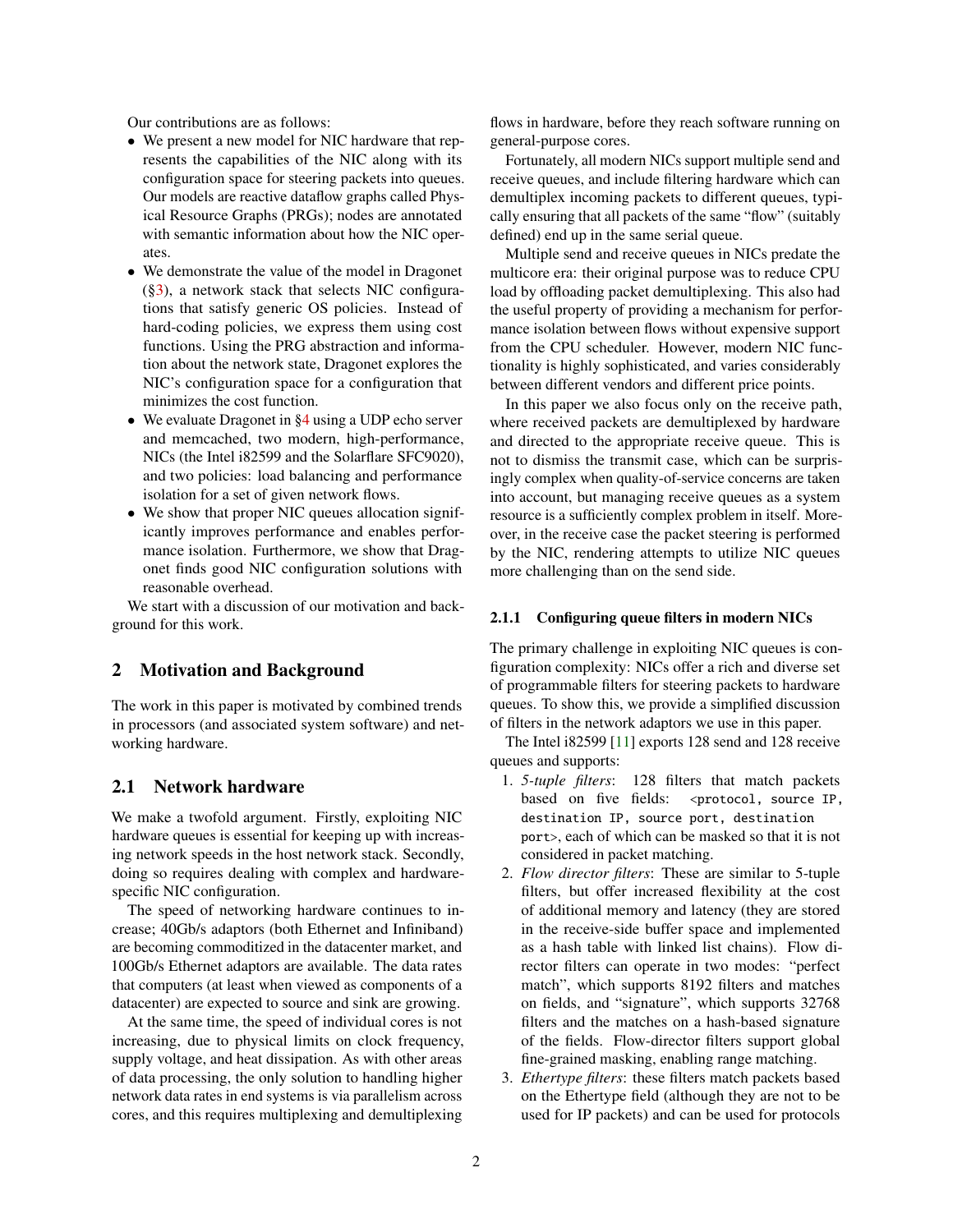Our contributions are as follows:

- We present a new model for NIC hardware that represents the capabilities of the NIC along with its configuration space for steering packets into queues. Our models are reactive dataflow graphs called Physical Resource Graphs (PRGs); nodes are annotated with semantic information about how the NIC operates.
- We demonstrate the value of the model in Dragonet (§3), a network stack that selects NIC configurations that satisfy generic OS policies. Instead of hard-coding policies, we express them using cost functions. Using the PRG abstraction and information about the network state, Dragonet explores the NIC's configuration space for a configuration that minimizes the cost function.
- We evaluate Dragonet in §4 using a UDP echo server and memcached, two modern, high-performance, NICs (the Intel i82599 and the Solarflare SFC9020), and two policies: load balancing and performance isolation for a set of given network flows.
- We show that proper NIC queues allocation significantly improves performance and enables performance isolation. Furthermore, we show that Dragonet finds good NIC configuration solutions with reasonable overhead.

We start with a discussion of our motivation and background for this work.

## 2 Motivation and Background

The work in this paper is motivated by combined trends in processors (and associated system software) and networking hardware.

### 2.1 Network hardware

We make a twofold argument. Firstly, exploiting NIC hardware queues is essential for keeping up with increasing network speeds in the host network stack. Secondly, doing so requires dealing with complex and hardware-specific NIC configuration.

The speed of networking hardware continues to increase; 40Gb/s adaptors (both Ethernet and Infiniband) are becoming commoditized in the datacenter market, and 100Gb/s Ethernet adaptors are available. The data rates that computers (at least when viewed as components of a datacenter) are expected to source and sink are growing.

At the same time, the speed of individual cores is not increasing, due to physical limits on clock frequency, supply voltage, and heat dissipation. As with other areas of data processing, the only solution to handling higher network data rates in end systems is via parallelism across cores, and this requires multiplexing and demultiplexing flows in hardware, before they reach software running on general-purpose cores.

Fortunately, all modern NICs support multiple send and receive queues, and include filtering hardware which can demultiplex incoming packets to different queues, typically ensuring that all packets of the same "flow" (suitably defined) end up in the same serial queue.

Multiple send and receive queues in NICs predate the multicore era: their original purpose was to reduce CPU load by offloading packet demultiplexing. This also had the useful property of providing a mechanism for performance isolation between flows without expensive support from the CPU scheduler. However, modern NIC functionality is highly sophisticated, and varies considerably between different vendors and different price points.

In this paper we also focus only on the receive path, where received packets are demultiplexed by hardware and directed to the appropriate receive queue. This is not to dismiss the transmit case, which can be surprisingly complex when quality-of-service concerns are taken into account, but managing receive queues as a system resource is a sufficiently complex problem in itself. Moreover, in the receive case the packet steering is performed by the NIC, rendering attempts to utilize NIC queues more challenging than on the send side.

#### 2.1.1 Configuring queue filters in modern NICs

The primary challenge in exploiting NIC queues is configuration complexity: NICs offer a rich and diverse set of programmable filters for steering packets to hardware queues. To show this, we provide a simplified discussion of filters in the network adaptors we use in this paper.

The Intel i82599 [11] exports 128 send and 128 receive queues and supports:

1. *5-tuple filters*: 128 filters that match packets based on five fields: `<protocol, source IP, destination IP, source port, destination port>`, each of which can be masked so that it is not considered in packet matching.
2. *Flow director filters*: These are similar to 5-tuple filters, but offer increased flexibility at the cost of additional memory and latency (they are stored in the receive-side buffer space and implemented as a hash table with linked list chains). Flow director filters can operate in two modes: "perfect match", which supports 8192 filters and matches on fields, and "signature", which supports 32768 filters and the matches on a hash-based signature of the fields. Flow-director filters support global fine-grained masking, enabling range matching.
3. *Ethertype filters*: these filters match packets based on the Ethertype field (although they are not to be used for IP packets) and can be used for protocols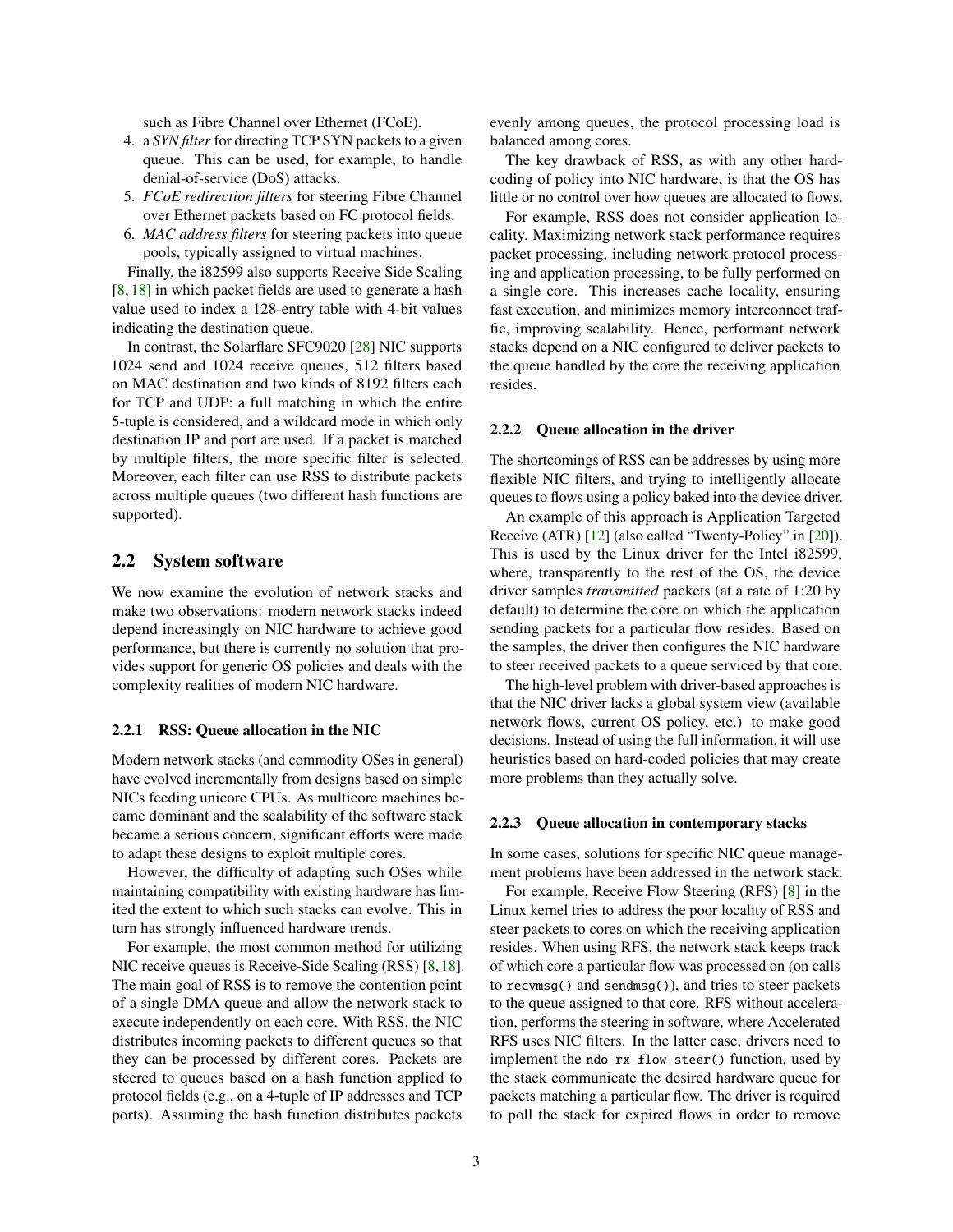such as Fibre Channel over Ethernet (FCoE).

4. a *SYN filter* for directing TCP SYN packets to a given queue. This can be used, for example, to handle denial-of-service (DoS) attacks.
5. *FCoE redirection filters* for steering Fibre Channel over Ethernet packets based on FC protocol fields.
6. *MAC address filters* for steering packets into queue pools, typically assigned to virtual machines.

Finally, the i82599 also supports Receive Side Scaling [8, 18] in which packet fields are used to generate a hash value used to index a 128-entry table with 4-bit values indicating the destination queue.

In contrast, the Solarflare SFC9020 [28] NIC supports 1024 send and 1024 receive queues, 512 filters based on MAC destination and two kinds of 8192 filters each for TCP and UDP: a full matching in which the entire 5-tuple is considered, and a wildcard mode in which only destination IP and port are used. If a packet is matched by multiple filters, the more specific filter is selected. Moreover, each filter can use RSS to distribute packets across multiple queues (two different hash functions are supported).

## 2.2 System software

We now examine the evolution of network stacks and make two observations: modern network stacks indeed depend increasingly on NIC hardware to achieve good performance, but there is currently no solution that provides support for generic OS policies and deals with the complexity realities of modern NIC hardware.

### 2.2.1 RSS: Queue allocation in the NIC

Modern network stacks (and commodity OSes in general) have evolved incrementally from designs based on simple NICs feeding unicore CPUs. As multicore machines became dominant and the scalability of the software stack became a serious concern, significant efforts were made to adapt these designs to exploit multiple cores.

However, the difficulty of adapting such OSes while maintaining compatibility with existing hardware has limited the extent to which such stacks can evolve. This in turn has strongly influenced hardware trends.

For example, the most common method for utilizing NIC receive queues is Receive-Side Scaling (RSS) [8, 18]. The main goal of RSS is to remove the contention point of a single DMA queue and allow the network stack to execute independently on each core. With RSS, the NIC distributes incoming packets to different queues so that they can be processed by different cores. Packets are steered to queues based on a hash function applied to protocol fields (e.g., on a 4-tuple of IP addresses and TCP ports). Assuming the hash function distributes packets evenly among queues, the protocol processing load is balanced among cores.

The key drawback of RSS, as with any other hard-coding of policy into NIC hardware, is that the OS has little or no control over how queues are allocated to flows.

For example, RSS does not consider application locality. Maximizing network stack performance requires packet processing, including network protocol processing and application processing, to be fully performed on a single core. This increases cache locality, ensuring fast execution, and minimizes memory interconnect traffic, improving scalability. Hence, performant network stacks depend on a NIC configured to deliver packets to the queue handled by the core the receiving application resides.

### 2.2.2 Queue allocation in the driver

The shortcomings of RSS can be addresses by using more flexible NIC filters, and trying to intelligently allocate queues to flows using a policy baked into the device driver.

An example of this approach is Application Targeted Receive (ATR) [12] (also called "Twenty-Policy" in [20]). This is used by the Linux driver for the Intel i82599, where, transparently to the rest of the OS, the device driver samples *transmitted* packets (at a rate of 1:20 by default) to determine the core on which the application sending packets for a particular flow resides. Based on the samples, the driver then configures the NIC hardware to steer received packets to a queue serviced by that core.

The high-level problem with driver-based approaches is that the NIC driver lacks a global system view (available network flows, current OS policy, etc.) to make good decisions. Instead of using the full information, it will use heuristics based on hard-coded policies that may create more problems than they actually solve.

### 2.2.3 Queue allocation in contemporary stacks

In some cases, solutions for specific NIC queue management problems have been addressed in the network stack.

For example, Receive Flow Steering (RFS) [8] in the Linux kernel tries to address the poor locality of RSS and steer packets to cores on which the receiving application resides. When using RFS, the network stack keeps track of which core a particular flow was processed on (on calls to `recvmsg()` and `sendmsg()`), and tries to steer packets to the queue assigned to that core. RFS without acceleration, performs the steering in software, where Accelerated RFS uses NIC filters. In the latter case, drivers need to implement the `ndo_rx_flow_steer()` function, used by the stack communicate the desired hardware queue for packets matching a particular flow. The driver is required to poll the stack for expired flows in order to remove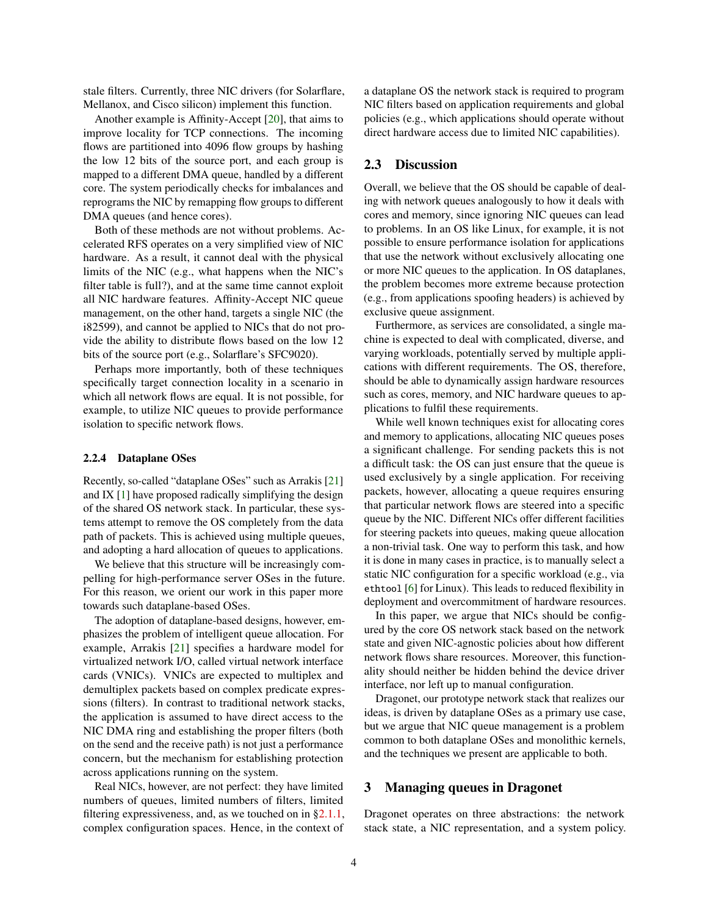stale filters. Currently, three NIC drivers (for Solarflare, Mellanox, and Cisco silicon) implement this function.

Another example is Affinity-Accept [20], that aims to improve locality for TCP connections. The incoming flows are partitioned into 4096 flow groups by hashing the low 12 bits of the source port, and each group is mapped to a different DMA queue, handled by a different core. The system periodically checks for imbalances and reprograms the NIC by remapping flow groups to different DMA queues (and hence cores).

Both of these methods are not without problems. Accelerated RFS operates on a very simplified view of NIC hardware. As a result, it cannot deal with the physical limits of the NIC (e.g., what happens when the NIC's filter table is full?), and at the same time cannot exploit all NIC hardware features. Affinity-Accept NIC queue management, on the other hand, targets a single NIC (the i82599), and cannot be applied to NICs that do not provide the ability to distribute flows based on the low 12 bits of the source port (e.g., Solarflare's SFC9020).

Perhaps more importantly, both of these techniques specifically target connection locality in a scenario in which all network flows are equal. It is not possible, for example, to utilize NIC queues to provide performance isolation to specific network flows.

#### 2.2.4 Dataplane OSes

Recently, so-called "dataplane OSes" such as Arrakis [21] and IX [1] have proposed radically simplifying the design of the shared OS network stack. In particular, these systems attempt to remove the OS completely from the data path of packets. This is achieved using multiple queues, and adopting a hard allocation of queues to applications.

We believe that this structure will be increasingly compelling for high-performance server OSes in the future. For this reason, we orient our work in this paper more towards such dataplane-based OSes.

The adoption of dataplane-based designs, however, emphasizes the problem of intelligent queue allocation. For example, Arrakis [21] specifies a hardware model for virtualized network I/O, called virtual network interface cards (VNICs). VNICs are expected to multiplex and demultiplex packets based on complex predicate expressions (filters). In contrast to traditional network stacks, the application is assumed to have direct access to the NIC DMA ring and establishing the proper filters (both on the send and the receive path) is not just a performance concern, but the mechanism for establishing protection across applications running on the system.

Real NICs, however, are not perfect: they have limited numbers of queues, limited numbers of filters, limited filtering expressiveness, and, as we touched on in §2.1.1, complex configuration spaces. Hence, in the context of a dataplane OS the network stack is required to program NIC filters based on application requirements and global policies (e.g., which applications should operate without direct hardware access due to limited NIC capabilities).

### 2.3 Discussion

Overall, we believe that the OS should be capable of dealing with network queues analogously to how it deals with cores and memory, since ignoring NIC queues can lead to problems. In an OS like Linux, for example, it is not possible to ensure performance isolation for applications that use the network without exclusively allocating one or more NIC queues to the application. In OS dataplanes, the problem becomes more extreme because protection (e.g., from applications spoofing headers) is achieved by exclusive queue assignment.

Furthermore, as services are consolidated, a single machine is expected to deal with complicated, diverse, and varying workloads, potentially served by multiple applications with different requirements. The OS, therefore, should be able to dynamically assign hardware resources such as cores, memory, and NIC hardware queues to applications to fulfil these requirements.

While well known techniques exist for allocating cores and memory to applications, allocating NIC queues poses a significant challenge. For sending packets this is not a difficult task: the OS can just ensure that the queue is used exclusively by a single application. For receiving packets, however, allocating a queue requires ensuring that particular network flows are steered into a specific queue by the NIC. Different NICs offer different facilities for steering packets into queues, making queue allocation a non-trivial task. One way to perform this task, and how it is done in many cases in practice, is to manually select a static NIC configuration for a specific workload (e.g., via `ethtool` [6] for Linux). This leads to reduced flexibility in deployment and overcommitment of hardware resources.

In this paper, we argue that NICs should be configured by the core OS network stack based on the network state and given NIC-agnostic policies about how different network flows share resources. Moreover, this functionality should neither be hidden behind the device driver interface, nor left up to manual configuration.

Dragonet, our prototype network stack that realizes our ideas, is driven by dataplane OSes as a primary use case, but we argue that NIC queue management is a problem common to both dataplane OSes and monolithic kernels, and the techniques we present are applicable to both.

## 3 Managing queues in Dragonet

Dragonet operates on three abstractions: the network stack state, a NIC representation, and a system policy.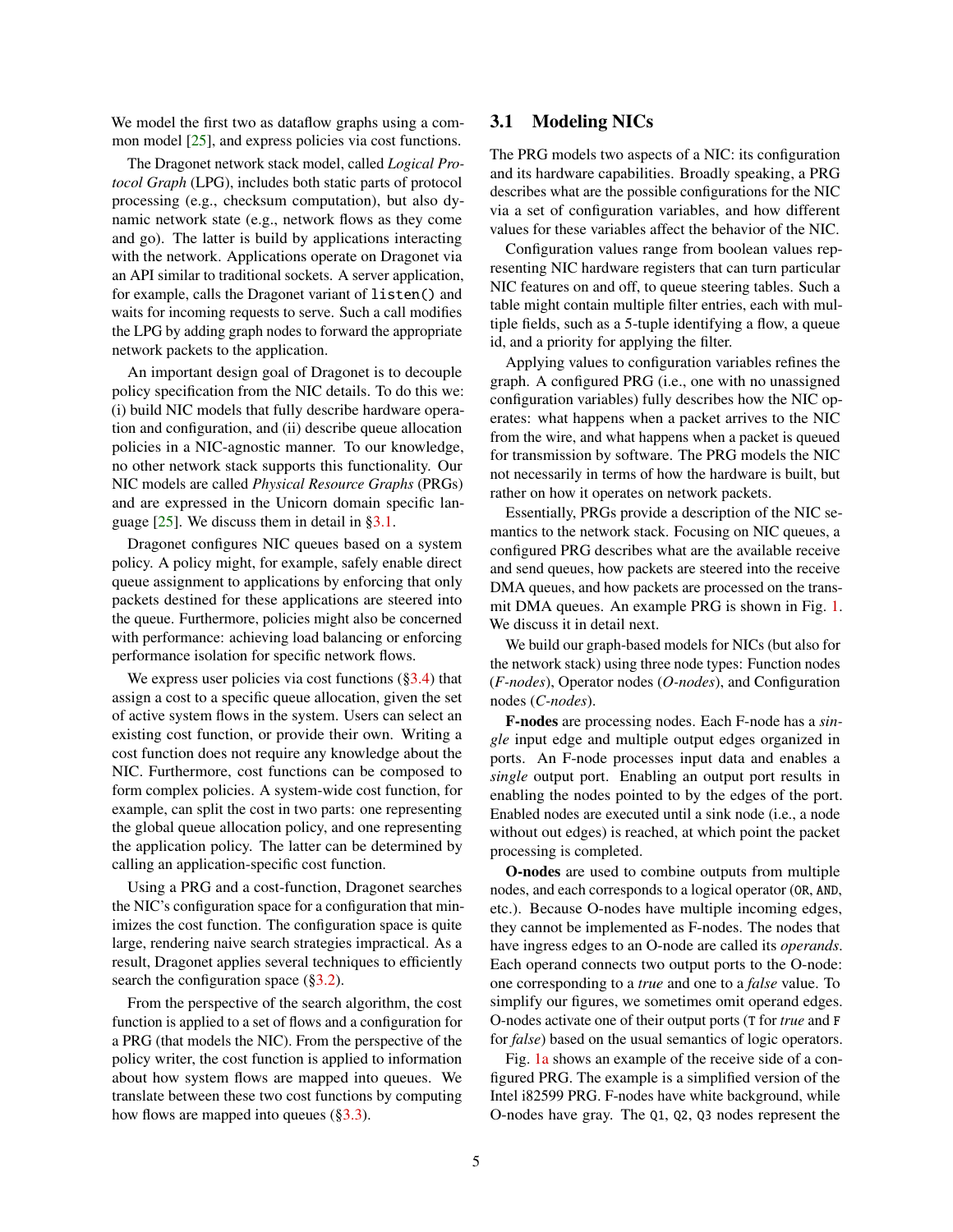We model the first two as dataflow graphs using a common model [25], and express policies via cost functions.

The Dragonet network stack model, called *Logical Protocol Graph* (LPG), includes both static parts of protocol processing (e.g., checksum computation), but also dynamic network state (e.g., network flows as they come and go). The latter is build by applications interacting with the network. Applications operate on Dragonet via an API similar to traditional sockets. A server application, for example, calls the Dragonet variant of `listen()` and waits for incoming requests to serve. Such a call modifies the LPG by adding graph nodes to forward the appropriate network packets to the application.

An important design goal of Dragonet is to decouple policy specification from the NIC details. To do this we: (i) build NIC models that fully describe hardware operation and configuration, and (ii) describe queue allocation policies in a NIC-agnostic manner. To our knowledge, no other network stack supports this functionality. Our NIC models are called *Physical Resource Graphs* (PRGs) and are expressed in the Unicorn domain specific language [25]. We discuss them in detail in §3.1.

Dragonet configures NIC queues based on a system policy. A policy might, for example, safely enable direct queue assignment to applications by enforcing that only packets destined for these applications are steered into the queue. Furthermore, policies might also be concerned with performance: achieving load balancing or enforcing performance isolation for specific network flows.

We express user policies via cost functions (§3.4) that assign a cost to a specific queue allocation, given the set of active system flows in the system. Users can select an existing cost function, or provide their own. Writing a cost function does not require any knowledge about the NIC. Furthermore, cost functions can be composed to form complex policies. A system-wide cost function, for example, can split the cost in two parts: one representing the global queue allocation policy, and one representing the application policy. The latter can be determined by calling an application-specific cost function.

Using a PRG and a cost-function, Dragonet searches the NIC's configuration space for a configuration that minimizes the cost function. The configuration space is quite large, rendering naive search strategies impractical. As a result, Dragonet applies several techniques to efficiently search the configuration space (§3.2).

From the perspective of the search algorithm, the cost function is applied to a set of flows and a configuration for a PRG (that models the NIC). From the perspective of the policy writer, the cost function is applied to information about how system flows are mapped into queues. We translate between these two cost functions by computing how flows are mapped into queues (§3.3).

## 3.1 Modeling NICs

The PRG models two aspects of a NIC: its configuration and its hardware capabilities. Broadly speaking, a PRG describes what are the possible configurations for the NIC via a set of configuration variables, and how different values for these variables affect the behavior of the NIC.

Configuration values range from boolean values representing NIC hardware registers that can turn particular NIC features on and off, to queue steering tables. Such a table might contain multiple filter entries, each with multiple fields, such as a 5-tuple identifying a flow, a queue id, and a priority for applying the filter.

Applying values to configuration variables refines the graph. A configured PRG (i.e., one with no unassigned configuration variables) fully describes how the NIC operates: what happens when a packet arrives to the NIC from the wire, and what happens when a packet is queued for transmission by software. The PRG models the NIC not necessarily in terms of how the hardware is built, but rather on how it operates on network packets.

Essentially, PRGs provide a description of the NIC semantics to the network stack. Focusing on NIC queues, a configured PRG describes what are the available receive and send queues, how packets are steered into the receive DMA queues, and how packets are processed on the transmit DMA queues. An example PRG is shown in Fig. 1. We discuss it in detail next.

We build our graph-based models for NICs (but also for the network stack) using three node types: Function nodes (*F-nodes*), Operator nodes (*O-nodes*), and Configuration nodes (*C-nodes*).

**F-nodes** are processing nodes. Each F-node has a *single* input edge and multiple output edges organized in ports. An F-node processes input data and enables a *single* output port. Enabling an output port results in enabling the nodes pointed to by the edges of the port. Enabled nodes are executed until a sink node (i.e., a node without out edges) is reached, at which point the packet processing is completed.

**O-nodes** are used to combine outputs from multiple nodes, and each corresponds to a logical operator (`OR`, `AND`, etc.). Because O-nodes have multiple incoming edges, they cannot be implemented as F-nodes. The nodes that have ingress edges to an O-node are called its *operands*. Each operand connects two output ports to the O-node: one corresponding to a *true* and one to a *false* value. To simplify our figures, we sometimes omit operand edges. O-nodes activate one of their output ports (`T` for *true* and `F` for *false*) based on the usual semantics of logic operators.

Fig. 1a shows an example of the receive side of a configured PRG. The example is a simplified version of the Intel i82599 PRG. F-nodes have white background, while O-nodes have gray. The `Q1`, `Q2`, `Q3` nodes represent the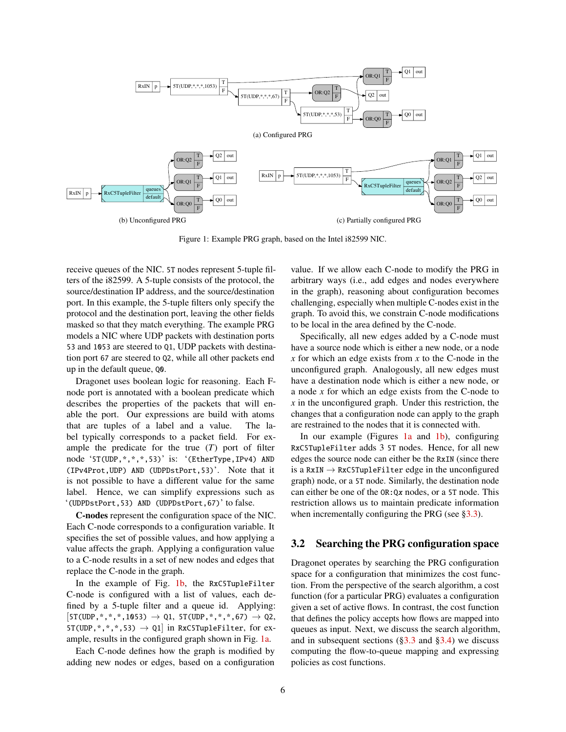(a) Configured PRG

(b) Unconfigured PRG

(c) Partially configured PRG

Figure 1: Example PRG graph, based on the Intel i82599 NIC.

receive queues of the NIC. `5T` nodes represent 5-tuple filters of the i82599. A 5-tuple consists of the protocol, the source/destination IP address, and the source/destination port. In this example, the 5-tuple filters only specify the protocol and the destination port, leaving the other fields masked so that they match everything. The example PRG models a NIC where UDP packets with destination ports `53` and `1053` are steered to `Q1`, UDP packets with destination port `67` are steered to `Q2`, while all other packets end up in the default queue, `Q0`.

Dragonet uses boolean logic for reasoning. Each F-node port is annotated with a boolean predicate which describes the properties of the packets that will enable the port. Our expressions are build with atoms that are tuples of a label and a value. The label typically corresponds to a packet field. For example the predicate for the true ($T$) port of filter node '`5T(UDP,*,*,*,53)`' is: '`(EtherType,IPv4) AND (IPv4Prot,UDP) AND (UDPDstPort,53)`'. Note that it is not possible to have a different value for the same label. Hence, we can simplify expressions such as '`(UDPDstPort,53) AND (UDPDstPort,67)`' to false.

**C-nodes** represent the configuration space of the NIC. Each C-node corresponds to a configuration variable. It specifies the set of possible values, and how applying a value affects the graph. Applying a configuration value to a C-node results in a set of new nodes and edges that replace the C-node in the graph.

In the example of Fig. 1b, the `RxC5TupleFilter` C-node is configured with a list of values, each defined by a 5-tuple filter and a queue id. Applying: [`5T(UDP,*,*,*,1053)` → `Q1`, `5T(UDP,*,*,*,67)` → `Q2`, `5T(UDP,*,*,*,53)` → `Q1`] in `RxC5TupleFilter`, for example, results in the configured graph shown in Fig. 1a.

Each C-node defines how the graph is modified by adding new nodes or edges, based on a configuration value. If we allow each C-node to modify the PRG in arbitrary ways (i.e., add edges and nodes everywhere in the graph), reasoning about configuration becomes challenging, especially when multiple C-nodes exist in the graph. To avoid this, we constrain C-node modifications to be local in the area defined by the C-node.

Specifically, all new edges added by a C-node must have a source node which is either a new node, or a node $x$ for which an edge exists from $x$ to the C-node in the unconfigured graph. Analogously, all new edges must have a destination node which is either a new node, or a node $x$ for which an edge exists from the C-node to $x$ in the unconfigured graph. Under this restriction, the changes that a configuration node can apply to the graph are restrained to the nodes that it is connected with.

In our example (Figures 1a and 1b), configuring `RxC5TupleFilter` adds 3 `5T` nodes. Hence, for all new edges the source node can either be the `RxIN` (since there is a `RxIN` → `RxC5TupleFilter` edge in the unconfigured graph) node, or a `5T` node. Similarly, the destination node can either be one of the `OR:Qx` nodes, or a `5T` node. This restriction allows us to maintain predicate information when incrementally configuring the PRG (see §3.3).

## 3.2 Searching the PRG configuration space

Dragonet operates by searching the PRG configuration space for a configuration that minimizes the cost function. From the perspective of the search algorithm, a cost function (for a particular PRG) evaluates a configuration given a set of active flows. In contrast, the cost function that defines the policy accepts how flows are mapped into queues as input. Next, we discuss the search algorithm, and in subsequent sections (§3.3 and §3.4) we discuss computing the flow-to-queue mapping and expressing policies as cost functions.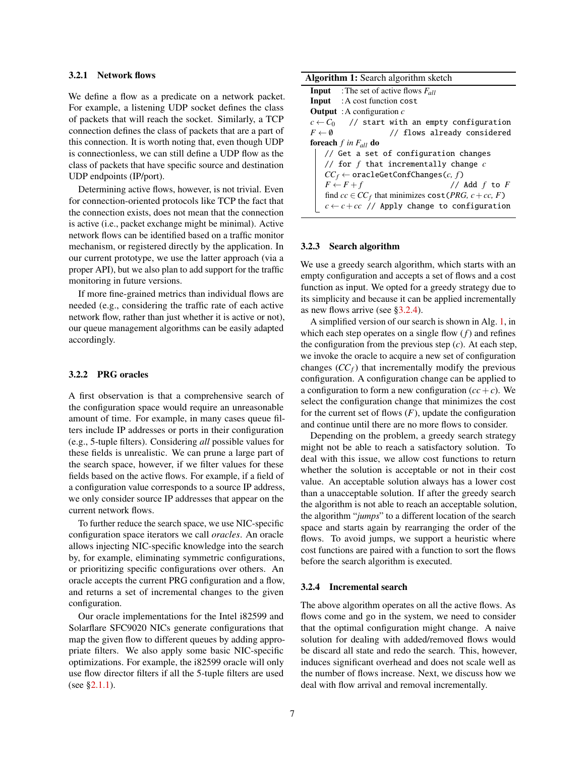#### 3.2.1 Network flows

We define a flow as a predicate on a network packet. For example, a listening UDP socket defines the class of packets that will reach the socket. Similarly, a TCP connection defines the class of packets that are a part of this connection. It is worth noting that, even though UDP is connectionless, we can still define a UDP flow as the class of packets that have specific source and destination UDP endpoints (IP/port).

Determining active flows, however, is not trivial. Even for connection-oriented protocols like TCP the fact that the connection exists, does not mean that the connection is active (i.e., packet exchange might be minimal). Active network flows can be identified based on a traffic monitor mechanism, or registered directly by the application. In our current prototype, we use the latter approach (via a proper API), but we also plan to add support for the traffic monitoring in future versions.

If more fine-grained metrics than individual flows are needed (e.g., considering the traffic rate of each active network flow, rather than just whether it is active or not), our queue management algorithms can be easily adapted accordingly.

#### 3.2.2 PRG oracles

A first observation is that a comprehensive search of the configuration space would require an unreasonable amount of time. For example, in many cases queue filters include IP addresses or ports in their configuration (e.g., 5-tuple filters). Considering *all* possible values for these fields is unrealistic. We can prune a large part of the search space, however, if we filter values for these fields based on the active flows. For example, if a field of a configuration value corresponds to a source IP address, we only consider source IP addresses that appear on the current network flows.

To further reduce the search space, we use NIC-specific configuration space iterators we call *oracles*. An oracle allows injecting NIC-specific knowledge into the search by, for example, eliminating symmetric configurations, or prioritizing specific configurations over others. An oracle accepts the current PRG configuration and a flow, and returns a set of incremental changes to the given configuration.

Our oracle implementations for the Intel i82599 and Solarflare SFC9020 NICs generate configurations that map the given flow to different queues by adding appropriate filters. We also apply some basic NIC-specific optimizations. For example, the i82599 oracle will only use flow director filters if all the 5-tuple filters are used (see §2.1.1).

**Algorithm 1:** Search algorithm sketch

**Input** : The set of active flows $F_{all}$
**Input** : A cost function `cost`
**Output** : A configuration $c$

```
c ← C_0        // start with an empty configuration
F ← ∅                 // flows already considered
foreach f in F_all do
    // Get a set of configuration changes
    // for f that incrementally change c
    CC_f ← oracleGetConfChanges(c, f)
    F ← F + f                        // Add f to F
    find cc ∈ CC_f that minimizes cost(PRG, c + cc, F)
    c ← c + cc  // Apply change to configuration
```

#### 3.2.3 Search algorithm

We use a greedy search algorithm, which starts with an empty configuration and accepts a set of flows and a cost function as input. We opted for a greedy strategy due to its simplicity and because it can be applied incrementally as new flows arrive (see §3.2.4).

A simplified version of our search is shown in Alg. 1, in which each step operates on a single flow ($f$) and refines the configuration from the previous step ($c$). At each step, we invoke the oracle to acquire a new set of configuration changes ($CC_f$) that incrementally modify the previous configuration. A configuration change can be applied to a configuration to form a new configuration ($cc + c$). We select the configuration change that minimizes the cost for the current set of flows ($F$), update the configuration and continue until there are no more flows to consider.

Depending on the problem, a greedy search strategy might not be able to reach a satisfactory solution. To deal with this issue, we allow cost functions to return whether the solution is acceptable or not in their cost value. An acceptable solution always has a lower cost than a unacceptable solution. If after the greedy search the algorithm is not able to reach an acceptable solution, the algorithm "*jumps*" to a different location of the search space and starts again by rearranging the order of the flows. To avoid jumps, we support a heuristic where cost functions are paired with a function to sort the flows before the search algorithm is executed.

#### 3.2.4 Incremental search

The above algorithm operates on all the active flows. As flows come and go in the system, we need to consider that the optimal configuration might change. A naive solution for dealing with added/removed flows would be discard all state and redo the search. This, however, induces significant overhead and does not scale well as the number of flows increase. Next, we discuss how we deal with flow arrival and removal incrementally.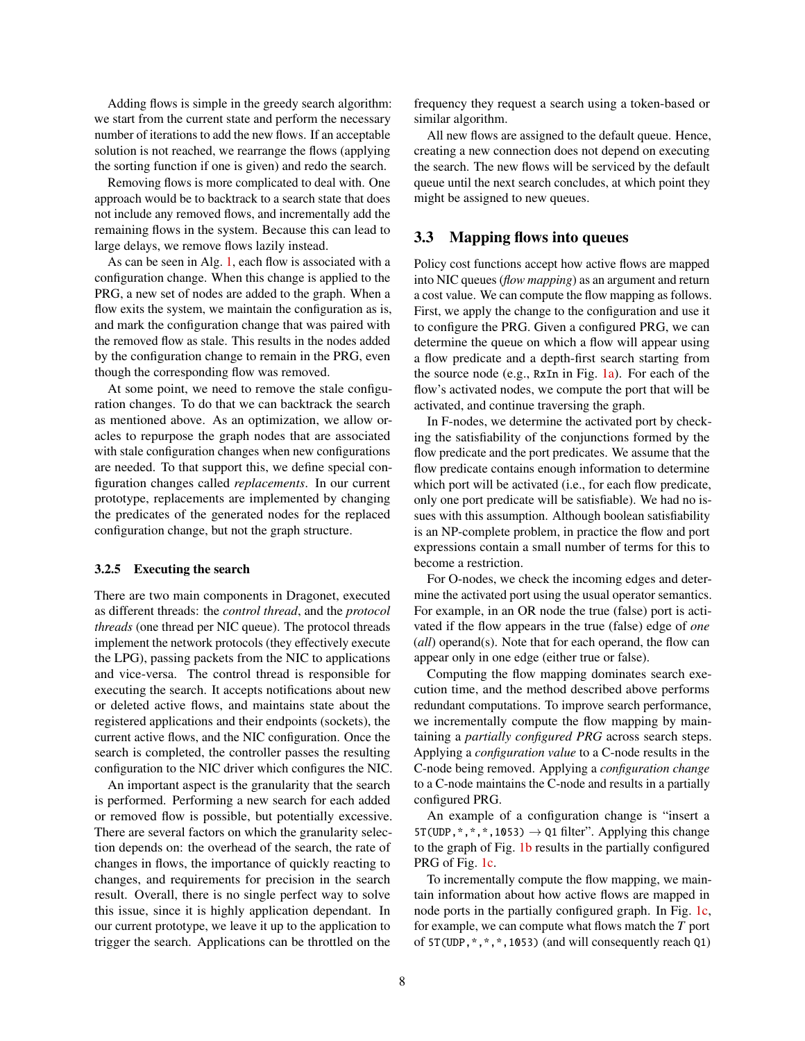Adding flows is simple in the greedy search algorithm: we start from the current state and perform the necessary number of iterations to add the new flows. If an acceptable solution is not reached, we rearrange the flows (applying the sorting function if one is given) and redo the search.

Removing flows is more complicated to deal with. One approach would be to backtrack to a search state that does not include any removed flows, and incrementally add the remaining flows in the system. Because this can lead to large delays, we remove flows lazily instead.

As can be seen in Alg. 1, each flow is associated with a configuration change. When this change is applied to the PRG, a new set of nodes are added to the graph. When a flow exits the system, we maintain the configuration as is, and mark the configuration change that was paired with the removed flow as stale. This results in the nodes added by the configuration change to remain in the PRG, even though the corresponding flow was removed.

At some point, we need to remove the stale configuration changes. To do that we can backtrack the search as mentioned above. As an optimization, we allow oracles to repurpose the graph nodes that are associated with stale configuration changes when new configurations are needed. To that support this, we define special configuration changes called *replacements*. In our current prototype, replacements are implemented by changing the predicates of the generated nodes for the replaced configuration change, but not the graph structure.

#### 3.2.5 Executing the search

There are two main components in Dragonet, executed as different threads: the *control thread*, and the *protocol threads* (one thread per NIC queue). The protocol threads implement the network protocols (they effectively execute the LPG), passing packets from the NIC to applications and vice-versa. The control thread is responsible for executing the search. It accepts notifications about new or deleted active flows, and maintains state about the registered applications and their endpoints (sockets), the current active flows, and the NIC configuration. Once the search is completed, the controller passes the resulting configuration to the NIC driver which configures the NIC.

An important aspect is the granularity that the search is performed. Performing a new search for each added or removed flow is possible, but potentially excessive. There are several factors on which the granularity selection depends on: the overhead of the search, the rate of changes in flows, the importance of quickly reacting to changes, and requirements for precision in the search result. Overall, there is no single perfect way to solve this issue, since it is highly application dependant. In our current prototype, we leave it up to the application to trigger the search. Applications can be throttled on the frequency they request a search using a token-based or similar algorithm.

All new flows are assigned to the default queue. Hence, creating a new connection does not depend on executing the search. The new flows will be serviced by the default queue until the next search concludes, at which point they might be assigned to new queues.

### 3.3 Mapping flows into queues

Policy cost functions accept how active flows are mapped into NIC queues (*flow mapping*) as an argument and return a cost value. We can compute the flow mapping as follows. First, we apply the change to the configuration and use it to configure the PRG. Given a configured PRG, we can determine the queue on which a flow will appear using a flow predicate and a depth-first search starting from the source node (e.g., `RxIn` in Fig. 1a). For each of the flow's activated nodes, we compute the port that will be activated, and continue traversing the graph.

In F-nodes, we determine the activated port by checking the satisfiability of the conjunctions formed by the flow predicate and the port predicates. We assume that the flow predicate contains enough information to determine which port will be activated (i.e., for each flow predicate, only one port predicate will be satisfiable). We had no issues with this assumption. Although boolean satisfiability is an NP-complete problem, in practice the flow and port expressions contain a small number of terms for this to become a restriction.

For O-nodes, we check the incoming edges and determine the activated port using the usual operator semantics. For example, in an OR node the true (false) port is activated if the flow appears in the true (false) edge of *one* (*all*) operand(s). Note that for each operand, the flow can appear only in one edge (either true or false).

Computing the flow mapping dominates search execution time, and the method described above performs redundant computations. To improve search performance, we incrementally compute the flow mapping by maintaining a *partially configured PRG* across search steps. Applying a *configuration value* to a C-node results in the C-node being removed. Applying a *configuration change* to a C-node maintains the C-node and results in a partially configured PRG.

An example of a configuration change is "insert a `5T(UDP,*,*,*,1053)` $\rightarrow$ `Q1` filter". Applying this change to the graph of Fig. 1b results in the partially configured PRG of Fig. 1c.

To incrementally compute the flow mapping, we maintain information about how active flows are mapped in node ports in the partially configured graph. In Fig. 1c, for example, we can compute what flows match the $T$ port of `5T(UDP,*,*,*,1053)` (and will consequently reach `Q1`)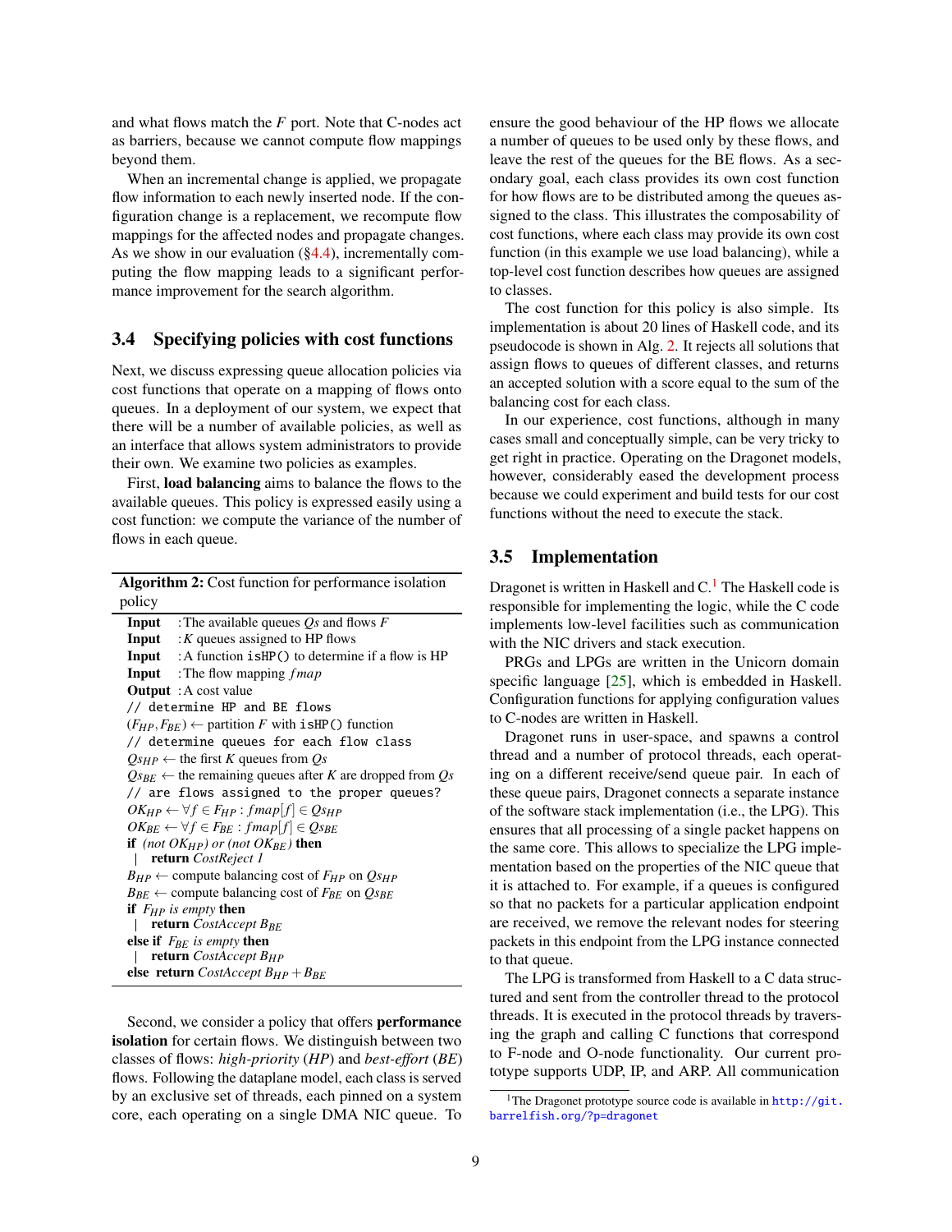and what flows match the $F$ port. Note that C-nodes act as barriers, because we cannot compute flow mappings beyond them.

When an incremental change is applied, we propagate flow information to each newly inserted node. If the configuration change is a replacement, we recompute flow mappings for the affected nodes and propagate changes. As we show in our evaluation (§4.4), incrementally computing the flow mapping leads to a significant performance improvement for the search algorithm.

### 3.4 Specifying policies with cost functions

Next, we discuss expressing queue allocation policies via cost functions that operate on a mapping of flows onto queues. In a deployment of our system, we expect that there will be a number of available policies, as well as an interface that allows system administrators to provide their own. We examine two policies as examples.

First, **load balancing** aims to balance the flows to the available queues. This policy is expressed easily using a cost function: we compute the variance of the number of flows in each queue.

**Algorithm 2:** Cost function for performance isolation policy

**Input** : The available queues $Qs$ and flows $F$
**Input** : $K$ queues assigned to HP flows
**Input** : A function `isHP()` to determine if a flow is HP
**Input** : The flow mapping $fmap$
**Output** : A cost value

```
// determine HP and BE flows
```
$(F_{HP}, F_{BE}) \leftarrow$ partition $F$ with `isHP()` function
```
// determine queues for each flow class
```
$Qs_{HP} \leftarrow$ the first $K$ queues from $Qs$
$Qs_{BE} \leftarrow$ the remaining queues after $K$ are dropped from $Qs$
```
// are flows assigned to the proper queues?
```
$OK_{HP} \leftarrow \forall f \in F_{HP} : fmap[f] \in Qs_{HP}$
$OK_{BE} \leftarrow \forall f \in F_{BE} : fmap[f] \in Qs_{BE}$
**if** *(not $OK_{HP}$) or (not $OK_{BE}$)* **then**
  **return** *CostReject 1*
$B_{HP} \leftarrow$ compute balancing cost of $F_{HP}$ on $Qs_{HP}$
$B_{BE} \leftarrow$ compute balancing cost of $F_{BE}$ on $Qs_{BE}$
**if** *$F_{HP}$ is empty* **then**
  **return** *CostAccept $B_{BE}$*
**else if** *$F_{BE}$ is empty* **then**
  **return** *CostAccept $B_{HP}$*
**else return** *CostAccept $B_{HP} + B_{BE}$*

Second, we consider a policy that offers **performance isolation** for certain flows. We distinguish between two classes of flows: *high-priority* (*HP*) and *best-effort* (*BE*) flows. Following the dataplane model, each class is served by an exclusive set of threads, each pinned on a system core, each operating on a single DMA NIC queue. To ensure the good behaviour of the HP flows we allocate a number of queues to be used only by these flows, and leave the rest of the queues for the BE flows. As a secondary goal, each class provides its own cost function for how flows are to be distributed among the queues assigned to the class. This illustrates the composability of cost functions, where each class may provide its own cost function (in this example we use load balancing), while a top-level cost function describes how queues are assigned to classes.

The cost function for this policy is also simple. Its implementation is about 20 lines of Haskell code, and its pseudocode is shown in Alg. 2. It rejects all solutions that assign flows to queues of different classes, and returns an accepted solution with a score equal to the sum of the balancing cost for each class.

In our experience, cost functions, although in many cases small and conceptually simple, can be very tricky to get right in practice. Operating on the Dragonet models, however, considerably eased the development process because we could experiment and build tests for our cost functions without the need to execute the stack.

### 3.5 Implementation

Dragonet is written in Haskell and C.[1] The Haskell code is responsible for implementing the logic, while the C code implements low-level facilities such as communication with the NIC drivers and stack execution.

PRGs and LPGs are written in the Unicorn domain specific language [25], which is embedded in Haskell. Configuration functions for applying configuration values to C-nodes are written in Haskell.

Dragonet runs in user-space, and spawns a control thread and a number of protocol threads, each operating on a different receive/send queue pair. In each of these queue pairs, Dragonet connects a separate instance of the software stack implementation (i.e., the LPG). This ensures that all processing of a single packet happens on the same core. This allows to specialize the LPG implementation based on the properties of the NIC queue that it is attached to. For example, if a queues is configured so that no packets for a particular application endpoint are received, we remove the relevant nodes for steering packets in this endpoint from the LPG instance connected to that queue.

The LPG is transformed from Haskell to a C data structured and sent from the controller thread to the protocol threads. It is executed in the protocol threads by traversing the graph and calling C functions that correspond to F-node and O-node functionality. Our current prototype supports UDP, IP, and ARP. All communication

[1] The Dragonet prototype source code is available in http://git.barrelfish.org/?p=dragonet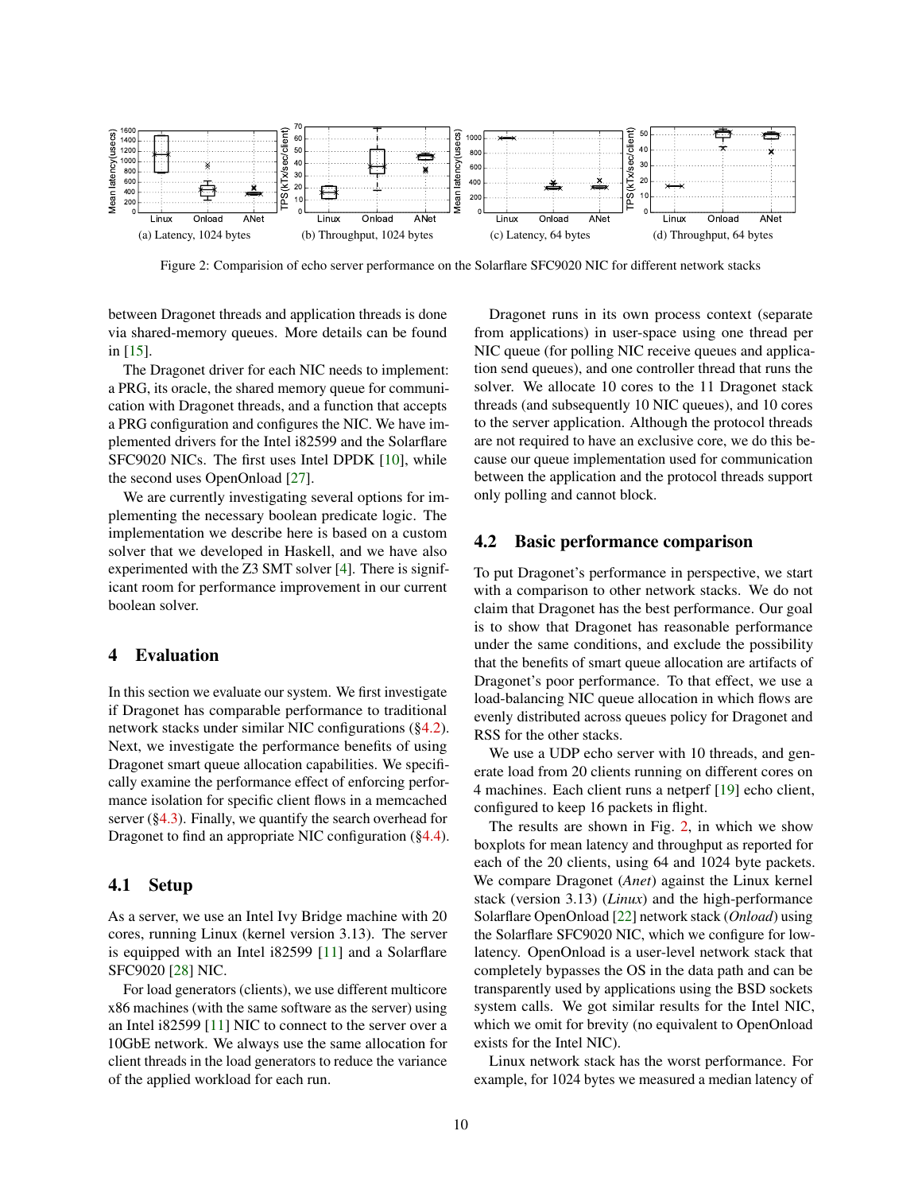(a) Latency, 1024 bytes (b) Throughput, 1024 bytes (c) Latency, 64 bytes (d) Throughput, 64 bytes

Figure 2: Comparision of echo server performance on the Solarflare SFC9020 NIC for different network stacks

between Dragonet threads and application threads is done via shared-memory queues. More details can be found in [15].

The Dragonet driver for each NIC needs to implement: a PRG, its oracle, the shared memory queue for communication with Dragonet threads, and a function that accepts a PRG configuration and configures the NIC. We have implemented drivers for the Intel i82599 and the Solarflare SFC9020 NICs. The first uses Intel DPDK [10], while the second uses OpenOnload [27].

We are currently investigating several options for implementing the necessary boolean predicate logic. The implementation we describe here is based on a custom solver that we developed in Haskell, and we have also experimented with the Z3 SMT solver [4]. There is significant room for performance improvement in our current boolean solver.

## 4 Evaluation

In this section we evaluate our system. We first investigate if Dragonet has comparable performance to traditional network stacks under similar NIC configurations (§4.2). Next, we investigate the performance benefits of using Dragonet smart queue allocation capabilities. We specifically examine the performance effect of enforcing performance isolation for specific client flows in a memcached server (§4.3). Finally, we quantify the search overhead for Dragonet to find an appropriate NIC configuration (§4.4).

### 4.1 Setup

As a server, we use an Intel Ivy Bridge machine with 20 cores, running Linux (kernel version 3.13). The server is equipped with an Intel i82599 [11] and a Solarflare SFC9020 [28] NIC.

For load generators (clients), we use different multicore x86 machines (with the same software as the server) using an Intel i82599 [11] NIC to connect to the server over a 10GbE network. We always use the same allocation for client threads in the load generators to reduce the variance of the applied workload for each run.

Dragonet runs in its own process context (separate from applications) in user-space using one thread per NIC queue (for polling NIC receive queues and application send queues), and one controller thread that runs the solver. We allocate 10 cores to the 11 Dragonet stack threads (and subsequently 10 NIC queues), and 10 cores to the server application. Although the protocol threads are not required to have an exclusive core, we do this because our queue implementation used for communication between the application and the protocol threads support only polling and cannot block.

### 4.2 Basic performance comparison

To put Dragonet's performance in perspective, we start with a comparison to other network stacks. We do not claim that Dragonet has the best performance. Our goal is to show that Dragonet has reasonable performance under the same conditions, and exclude the possibility that the benefits of smart queue allocation are artifacts of Dragonet's poor performance. To that effect, we use a load-balancing NIC queue allocation in which flows are evenly distributed across queues policy for Dragonet and RSS for the other stacks.

We use a UDP echo server with 10 threads, and generate load from 20 clients running on different cores on 4 machines. Each client runs a netperf [19] echo client, configured to keep 16 packets in flight.

The results are shown in Fig. 2, in which we show boxplots for mean latency and throughput as reported for each of the 20 clients, using 64 and 1024 byte packets. We compare Dragonet (*Anet*) against the Linux kernel stack (version 3.13) (*Linux*) and the high-performance Solarflare OpenOnload [22] network stack (*Onload*) using the Solarflare SFC9020 NIC, which we configure for low-latency. OpenOnload is a user-level network stack that completely bypasses the OS in the data path and can be transparently used by applications using the BSD sockets system calls. We got similar results for the Intel NIC, which we omit for brevity (no equivalent to OpenOnload exists for the Intel NIC).

Linux network stack has the worst performance. For example, for 1024 bytes we measured a median latency of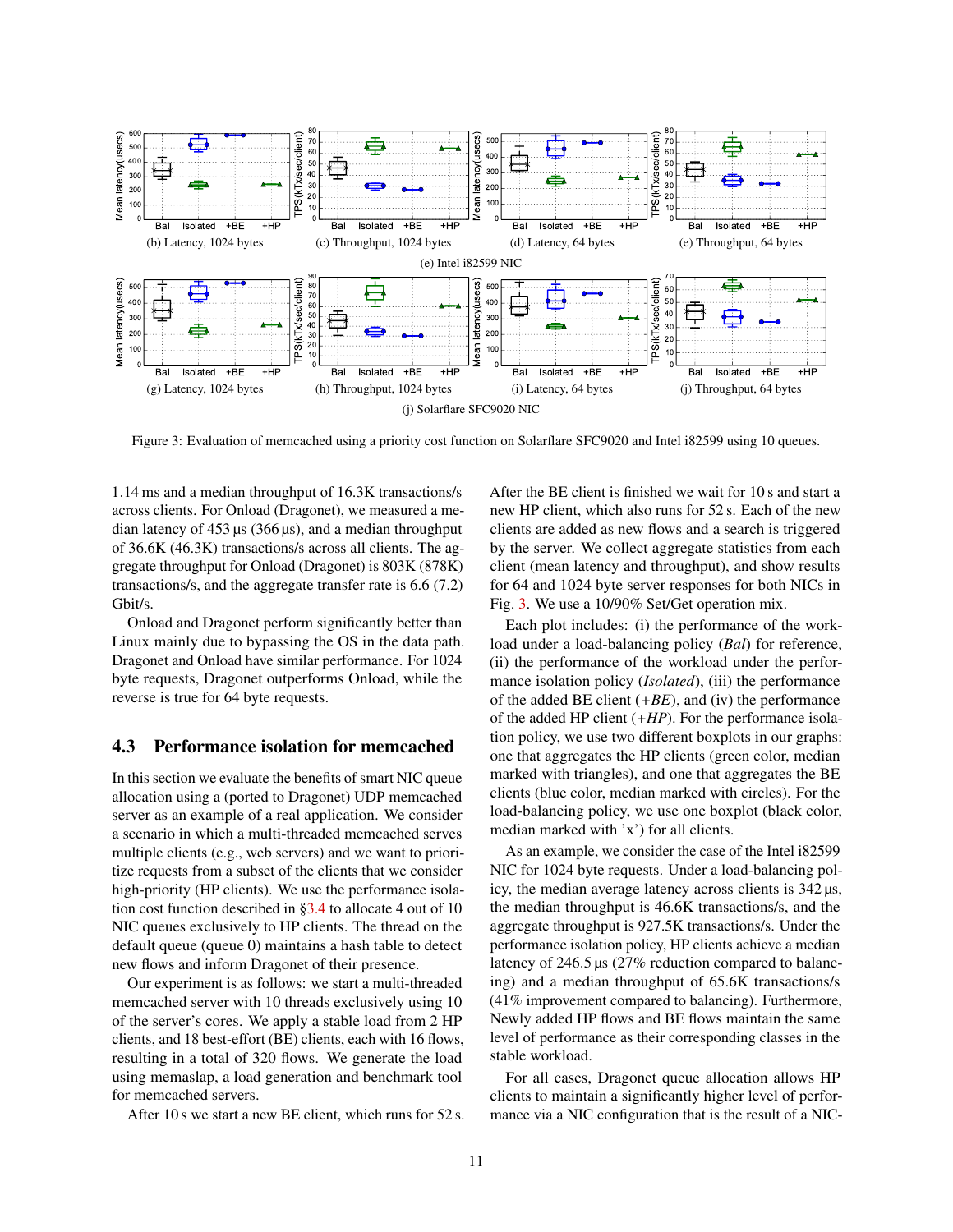(b) Latency, 1024 bytes

(c) Throughput, 1024 bytes

(d) Latency, 64 bytes

(e) Throughput, 64 bytes

(e) Intel i82599 NIC

(g) Latency, 1024 bytes

(h) Throughput, 1024 bytes

(i) Latency, 64 bytes

(j) Throughput, 64 bytes

(j) Solarflare SFC9020 NIC

Figure 3: Evaluation of memcached using a priority cost function on Solarflare SFC9020 and Intel i82599 using 10 queues.

1.14 ms and a median throughput of 16.3K transactions/s across clients. For Onload (Dragonet), we measured a median latency of 453 µs (366 µs), and a median throughput of 36.6K (46.3K) transactions/s across all clients. The aggregate throughput for Onload (Dragonet) is 803K (878K) transactions/s, and the aggregate transfer rate is 6.6 (7.2) Gbit/s.

Onload and Dragonet perform significantly better than Linux mainly due to bypassing the OS in the data path. Dragonet and Onload have similar performance. For 1024 byte requests, Dragonet outperforms Onload, while the reverse is true for 64 byte requests.

## 4.3 Performance isolation for memcached

In this section we evaluate the benefits of smart NIC queue allocation using a (ported to Dragonet) UDP memcached server as an example of a real application. We consider a scenario in which a multi-threaded memcached serves multiple clients (e.g., web servers) and we want to prioritize requests from a subset of the clients that we consider high-priority (HP clients). We use the performance isolation cost function described in §3.4 to allocate 4 out of 10 NIC queues exclusively to HP clients. The thread on the default queue (queue 0) maintains a hash table to detect new flows and inform Dragonet of their presence.

Our experiment is as follows: we start a multi-threaded memcached server with 10 threads exclusively using 10 of the server's cores. We apply a stable load from 2 HP clients, and 18 best-effort (BE) clients, each with 16 flows, resulting in a total of 320 flows. We generate the load using memaslap, a load generation and benchmark tool for memcached servers.

After 10 s we start a new BE client, which runs for 52 s. After the BE client is finished we wait for 10 s and start a new HP client, which also runs for 52 s. Each of the new clients are added as new flows and a search is triggered by the server. We collect aggregate statistics from each client (mean latency and throughput), and show results for 64 and 1024 byte server responses for both NICs in Fig. 3. We use a 10/90% Set/Get operation mix.

Each plot includes: (i) the performance of the workload under a load-balancing policy (*Bal*) for reference, (ii) the performance of the workload under the performance isolation policy (*Isolated*), (iii) the performance of the added BE client (*+BE*), and (iv) the performance of the added HP client (*+HP*). For the performance isolation policy, we use two different boxplots in our graphs: one that aggregates the HP clients (green color, median marked with triangles), and one that aggregates the BE clients (blue color, median marked with circles). For the load-balancing policy, we use one boxplot (black color, median marked with 'x') for all clients.

As an example, we consider the case of the Intel i82599 NIC for 1024 byte requests. Under a load-balancing policy, the median average latency across clients is 342 µs, the median throughput is 46.6K transactions/s, and the aggregate throughput is 927.5K transactions/s. Under the performance isolation policy, HP clients achieve a median latency of 246.5 µs (27% reduction compared to balancing) and a median throughput of 65.6K transactions/s (41% improvement compared to balancing). Furthermore, Newly added HP flows and BE flows maintain the same level of performance as their corresponding classes in the stable workload.

For all cases, Dragonet queue allocation allows HP clients to maintain a significantly higher level of performance via a NIC configuration that is the result of a NIC-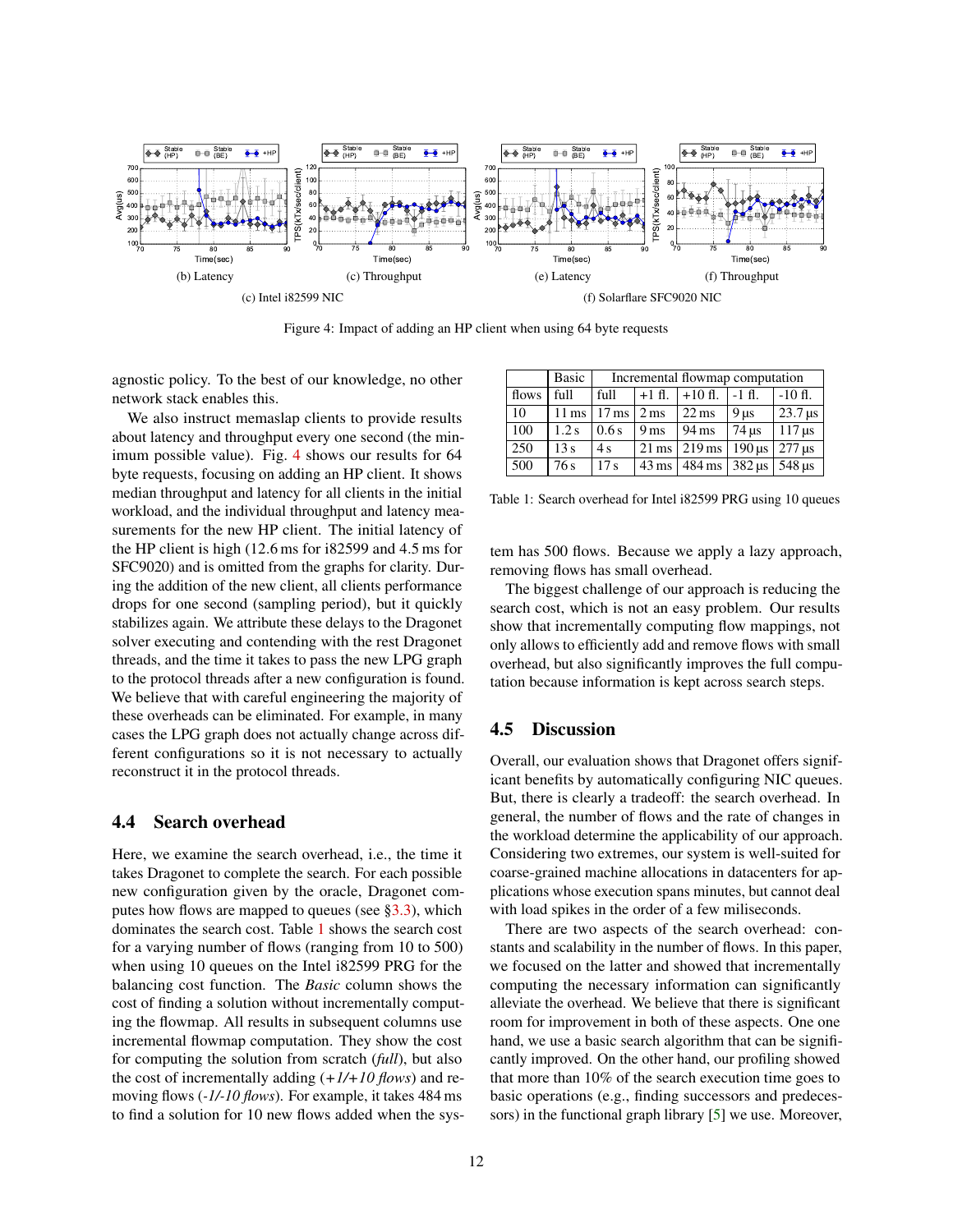(b) Latency (c) Throughput

(c) Intel i82599 NIC

(e) Latency (f) Throughput

(f) Solarflare SFC9020 NIC

Figure 4: Impact of adding an HP client when using 64 byte requests

agnostic policy. To the best of our knowledge, no other network stack enables this.

We also instruct memaslap clients to provide results about latency and throughput every one second (the minimum possible value). Fig. 4 shows our results for 64 byte requests, focusing on adding an HP client. It shows median throughput and latency for all clients in the initial workload, and the individual throughput and latency measurements for the new HP client. The initial latency of the HP client is high (12.6 ms for i82599 and 4.5 ms for SFC9020) and is omitted from the graphs for clarity. During the addition of the new client, all clients performance drops for one second (sampling period), but it quickly stabilizes again. We attribute these delays to the Dragonet solver executing and contending with the rest Dragonet threads, and the time it takes to pass the new LPG graph to the protocol threads after a new configuration is found. We believe that with careful engineering the majority of these overheads can be eliminated. For example, in many cases the LPG graph does not actually change across different configurations so it is not necessary to actually reconstruct it in the protocol threads.

## 4.4 Search overhead

Here, we examine the search overhead, i.e., the time it takes Dragonet to complete the search. For each possible new configuration given by the oracle, Dragonet computes how flows are mapped to queues (see §3.3), which dominates the search cost. Table 1 shows the search cost for a varying number of flows (ranging from 10 to 500) when using 10 queues on the Intel i82599 PRG for the balancing cost function. The *Basic* column shows the cost of finding a solution without incrementally computing the flowmap. All results in subsequent columns use incremental flowmap computation. They show the cost for computing the solution from scratch (*full*), but also the cost of incrementally adding (*+1/+10 flows*) and removing flows (*-1/-10 flows*). For example, it takes 484 ms to find a solution for 10 new flows added when the system has 500 flows. Because we apply a lazy approach, removing flows has small overhead.

|  | Basic | Incremental flowmap computation | | | | |
|---|---|---|---|---|---|---|
| flows | full | full | +1 fl. | +10 fl. | -1 fl. | -10 fl. |
| 10 | 11 ms | 17 ms | 2 ms | 22 ms | 9 µs | 23.7 µs |
| 100 | 1.2 s | 0.6 s | 9 ms | 94 ms | 74 µs | 117 µs |
| 250 | 13 s | 4 s | 21 ms | 219 ms | 190 µs | 277 µs |
| 500 | 76 s | 17 s | 43 ms | 484 ms | 382 µs | 548 µs |

Table 1: Search overhead for Intel i82599 PRG using 10 queues

The biggest challenge of our approach is reducing the search cost, which is not an easy problem. Our results show that incrementally computing flow mappings, not only allows to efficiently add and remove flows with small overhead, but also significantly improves the full computation because information is kept across search steps.

## 4.5 Discussion

Overall, our evaluation shows that Dragonet offers significant benefits by automatically configuring NIC queues. But, there is clearly a tradeoff: the search overhead. In general, the number of flows and the rate of changes in the workload determine the applicability of our approach. Considering two extremes, our system is well-suited for coarse-grained machine allocations in datacenters for applications whose execution spans minutes, but cannot deal with load spikes in the order of a few miliseconds.

There are two aspects of the search overhead: constants and scalability in the number of flows. In this paper, we focused on the latter and showed that incrementally computing the necessary information can significantly alleviate the overhead. We believe that there is significant room for improvement in both of these aspects. One one hand, we use a basic search algorithm that can be significantly improved. On the other hand, our profiling showed that more than 10% of the search execution time goes to basic operations (e.g., finding successors and predecessors) in the functional graph library [5] we use. Moreover,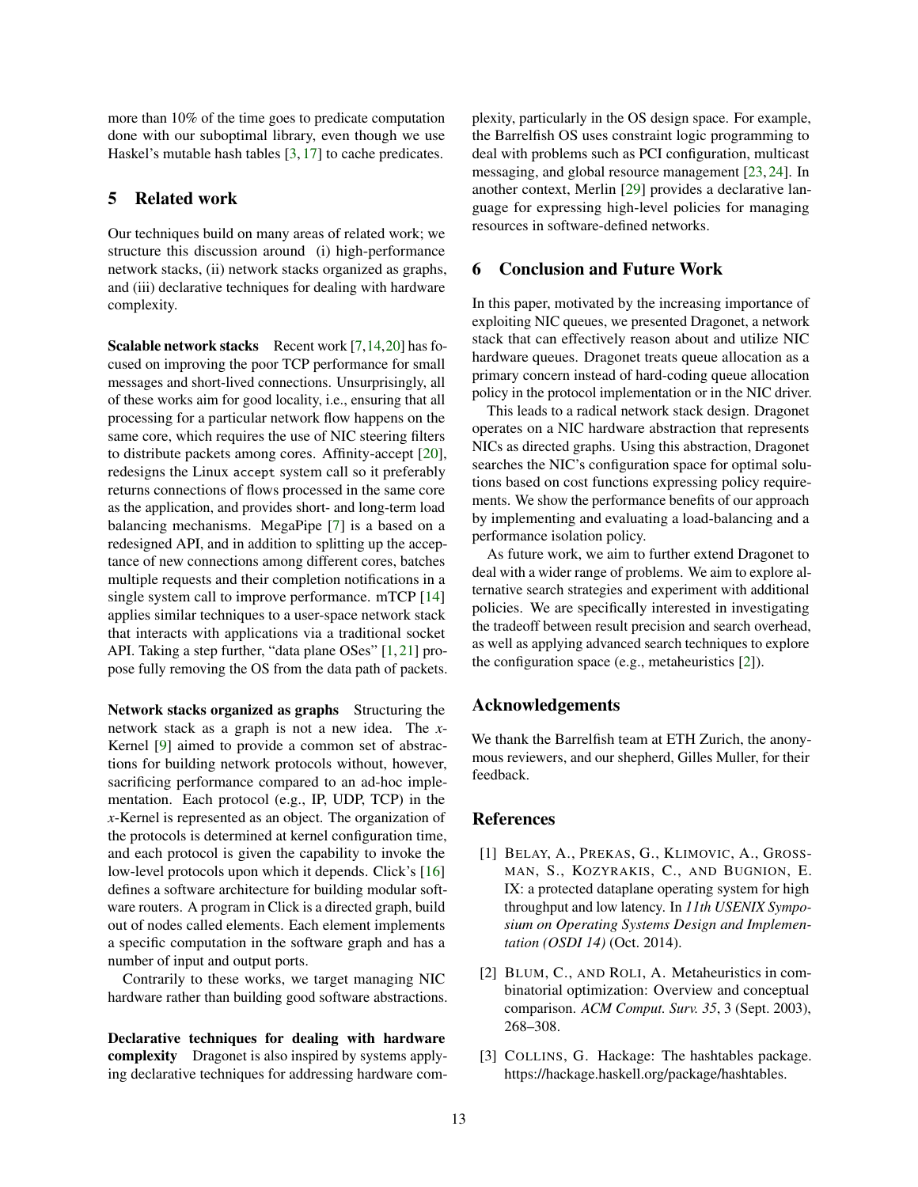more than 10% of the time goes to predicate computation done with our suboptimal library, even though we use Haskel's mutable hash tables [3, 17] to cache predicates.

## 5 Related work

Our techniques build on many areas of related work; we structure this discussion around (i) high-performance network stacks, (ii) network stacks organized as graphs, and (iii) declarative techniques for dealing with hardware complexity.

**Scalable network stacks** Recent work [7,14,20] has focused on improving the poor TCP performance for small messages and short-lived connections. Unsurprisingly, all of these works aim for good locality, i.e., ensuring that all processing for a particular network flow happens on the same core, which requires the use of NIC steering filters to distribute packets among cores. Affinity-accept [20], redesigns the Linux `accept` system call so it preferably returns connections of flows processed in the same core as the application, and provides short- and long-term load balancing mechanisms. MegaPipe [7] is a based on a redesigned API, and in addition to splitting up the acceptance of new connections among different cores, batches multiple requests and their completion notifications in a single system call to improve performance. mTCP [14] applies similar techniques to a user-space network stack that interacts with applications via a traditional socket API. Taking a step further, "data plane OSes" [1, 21] propose fully removing the OS from the data path of packets.

**Network stacks organized as graphs** Structuring the network stack as a graph is not a new idea. The *x*-Kernel [9] aimed to provide a common set of abstractions for building network protocols without, however, sacrificing performance compared to an ad-hoc implementation. Each protocol (e.g., IP, UDP, TCP) in the *x*-Kernel is represented as an object. The organization of the protocols is determined at kernel configuration time, and each protocol is given the capability to invoke the low-level protocols upon which it depends. Click's [16] defines a software architecture for building modular software routers. A program in Click is a directed graph, build out of nodes called elements. Each element implements a specific computation in the software graph and has a number of input and output ports.

Contrarily to these works, we target managing NIC hardware rather than building good software abstractions.

**Declarative techniques for dealing with hardware complexity** Dragonet is also inspired by systems applying declarative techniques for addressing hardware complexity, particularly in the OS design space. For example, the Barrelfish OS uses constraint logic programming to deal with problems such as PCI configuration, multicast messaging, and global resource management [23, 24]. In another context, Merlin [29] provides a declarative language for expressing high-level policies for managing resources in software-defined networks.

## 6 Conclusion and Future Work

In this paper, motivated by the increasing importance of exploiting NIC queues, we presented Dragonet, a network stack that can effectively reason about and utilize NIC hardware queues. Dragonet treats queue allocation as a primary concern instead of hard-coding queue allocation policy in the protocol implementation or in the NIC driver.

This leads to a radical network stack design. Dragonet operates on a NIC hardware abstraction that represents NICs as directed graphs. Using this abstraction, Dragonet searches the NIC's configuration space for optimal solutions based on cost functions expressing policy requirements. We show the performance benefits of our approach by implementing and evaluating a load-balancing and a performance isolation policy.

As future work, we aim to further extend Dragonet to deal with a wider range of problems. We aim to explore alternative search strategies and experiment with additional policies. We are specifically interested in investigating the tradeoff between result precision and search overhead, as well as applying advanced search techniques to explore the configuration space (e.g., metaheuristics [2]).

## Acknowledgements

We thank the Barrelfish team at ETH Zurich, the anonymous reviewers, and our shepherd, Gilles Muller, for their feedback.

## References

[1] BELAY, A., PREKAS, G., KLIMOVIC, A., GROSSMAN, S., KOZYRAKIS, C., AND BUGNION, E. IX: a protected dataplane operating system for high throughput and low latency. In *11th USENIX Symposium on Operating Systems Design and Implementation (OSDI 14)* (Oct. 2014).

[2] BLUM, C., AND ROLI, A. Metaheuristics in combinatorial optimization: Overview and conceptual comparison. *ACM Comput. Surv. 35*, 3 (Sept. 2003), 268–308.

[3] COLLINS, G. Hackage: The hashtables package. https://hackage.haskell.org/package/hashtables.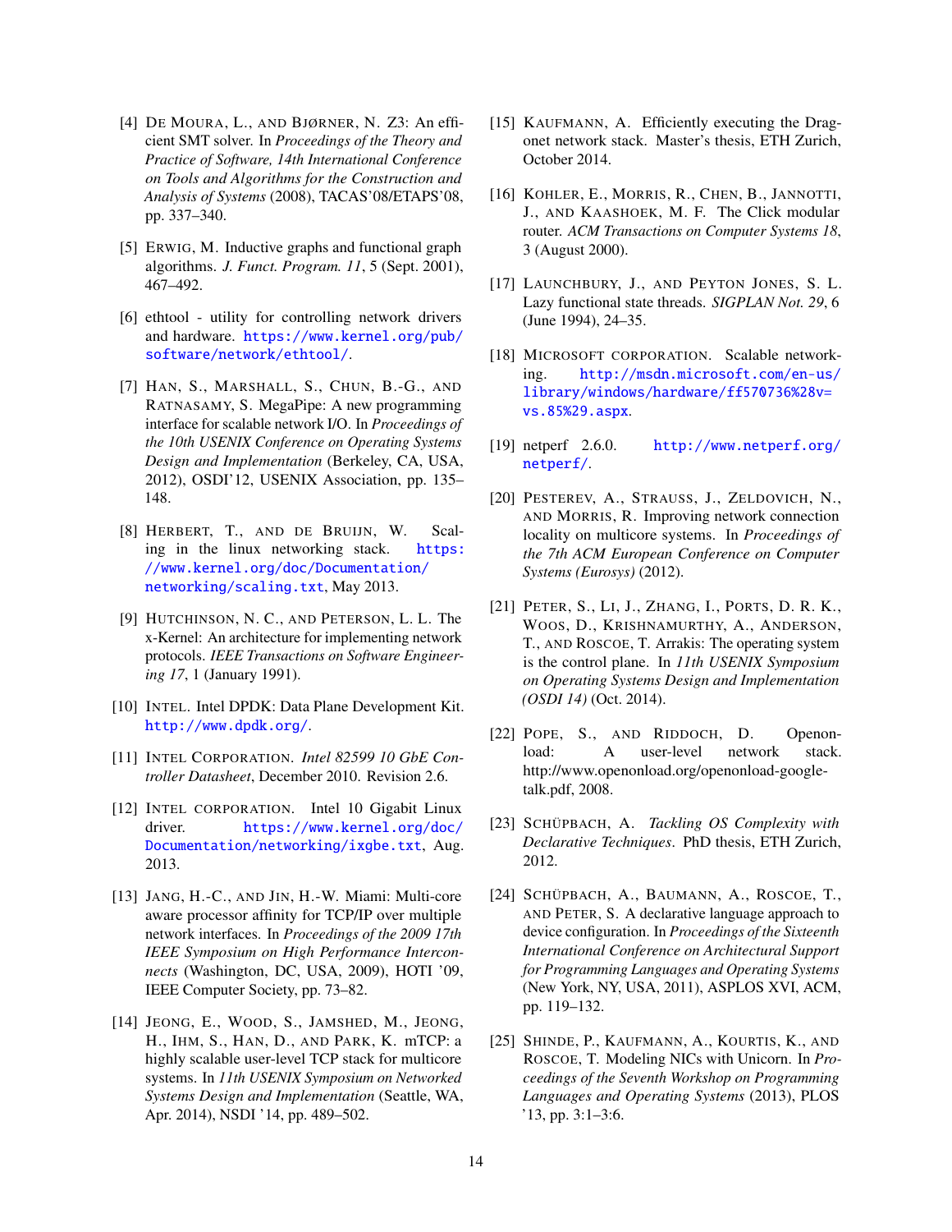[4] De Moura, L., and Bjørner, N. Z3: An efficient SMT solver. In *Proceedings of the Theory and Practice of Software, 14th International Conference on Tools and Algorithms for the Construction and Analysis of Systems* (2008), TACAS'08/ETAPS'08, pp. 337–340.

[5] Erwig, M. Inductive graphs and functional graph algorithms. *J. Funct. Program. 11*, 5 (Sept. 2001), 467–492.

[6] ethtool - utility for controlling network drivers and hardware. https://www.kernel.org/pub/software/network/ethtool/.

[7] Han, S., Marshall, S., Chun, B.-G., and Ratnasamy, S. MegaPipe: A new programming interface for scalable network I/O. In *Proceedings of the 10th USENIX Conference on Operating Systems Design and Implementation* (Berkeley, CA, USA, 2012), OSDI'12, USENIX Association, pp. 135–148.

[8] Herbert, T., and de Bruijn, W. Scaling in the linux networking stack. https://www.kernel.org/doc/Documentation/networking/scaling.txt, May 2013.

[9] Hutchinson, N. C., and Peterson, L. L. The x-Kernel: An architecture for implementing network protocols. *IEEE Transactions on Software Engineering 17*, 1 (January 1991).

[10] Intel. Intel DPDK: Data Plane Development Kit. http://www.dpdk.org/.

[11] Intel Corporation. *Intel 82599 10 GbE Controller Datasheet*, December 2010. Revision 2.6.

[12] Intel corporation. Intel 10 Gigabit Linux driver. https://www.kernel.org/doc/Documentation/networking/ixgbe.txt, Aug. 2013.

[13] Jang, H.-C., and Jin, H.-W. Miami: Multi-core aware processor affinity for TCP/IP over multiple network interfaces. In *Proceedings of the 2009 17th IEEE Symposium on High Performance Interconnects* (Washington, DC, USA, 2009), HOTI '09, IEEE Computer Society, pp. 73–82.

[14] Jeong, E., Wood, S., Jamshed, M., Jeong, H., Ihm, S., Han, D., and Park, K. mTCP: a highly scalable user-level TCP stack for multicore systems. In *11th USENIX Symposium on Networked Systems Design and Implementation* (Seattle, WA, Apr. 2014), NSDI '14, pp. 489–502.

[15] Kaufmann, A. Efficiently executing the Dragonet network stack. Master's thesis, ETH Zurich, October 2014.

[16] Kohler, E., Morris, R., Chen, B., Jannotti, J., and Kaashoek, M. F. The Click modular router. *ACM Transactions on Computer Systems 18*, 3 (August 2000).

[17] Launchbury, J., and Peyton Jones, S. L. Lazy functional state threads. *SIGPLAN Not. 29*, 6 (June 1994), 24–35.

[18] Microsoft corporation. Scalable networking. http://msdn.microsoft.com/en-us/library/windows/hardware/ff570736%28v=vs.85%29.aspx.

[19] netperf 2.6.0. http://www.netperf.org/netperf/.

[20] Pesterev, A., Strauss, J., Zeldovich, N., and Morris, R. Improving network connection locality on multicore systems. In *Proceedings of the 7th ACM European Conference on Computer Systems (Eurosys)* (2012).

[21] Peter, S., Li, J., Zhang, I., Ports, D. R. K., Woos, D., Krishnamurthy, A., Anderson, T., and Roscoe, T. Arrakis: The operating system is the control plane. In *11th USENIX Symposium on Operating Systems Design and Implementation (OSDI 14)* (Oct. 2014).

[22] Pope, S., and Riddoch, D. Openonload: A user-level network stack. http://www.openonload.org/openonload-google-talk.pdf, 2008.

[23] Schüpbach, A. *Tackling OS Complexity with Declarative Techniques*. PhD thesis, ETH Zurich, 2012.

[24] Schüpbach, A., Baumann, A., Roscoe, T., and Peter, S. A declarative language approach to device configuration. In *Proceedings of the Sixteenth International Conference on Architectural Support for Programming Languages and Operating Systems* (New York, NY, USA, 2011), ASPLOS XVI, ACM, pp. 119–132.

[25] Shinde, P., Kaufmann, A., Kourtis, K., and Roscoe, T. Modeling NICs with Unicorn. In *Proceedings of the Seventh Workshop on Programming Languages and Operating Systems* (2013), PLOS '13, pp. 3:1–3:6.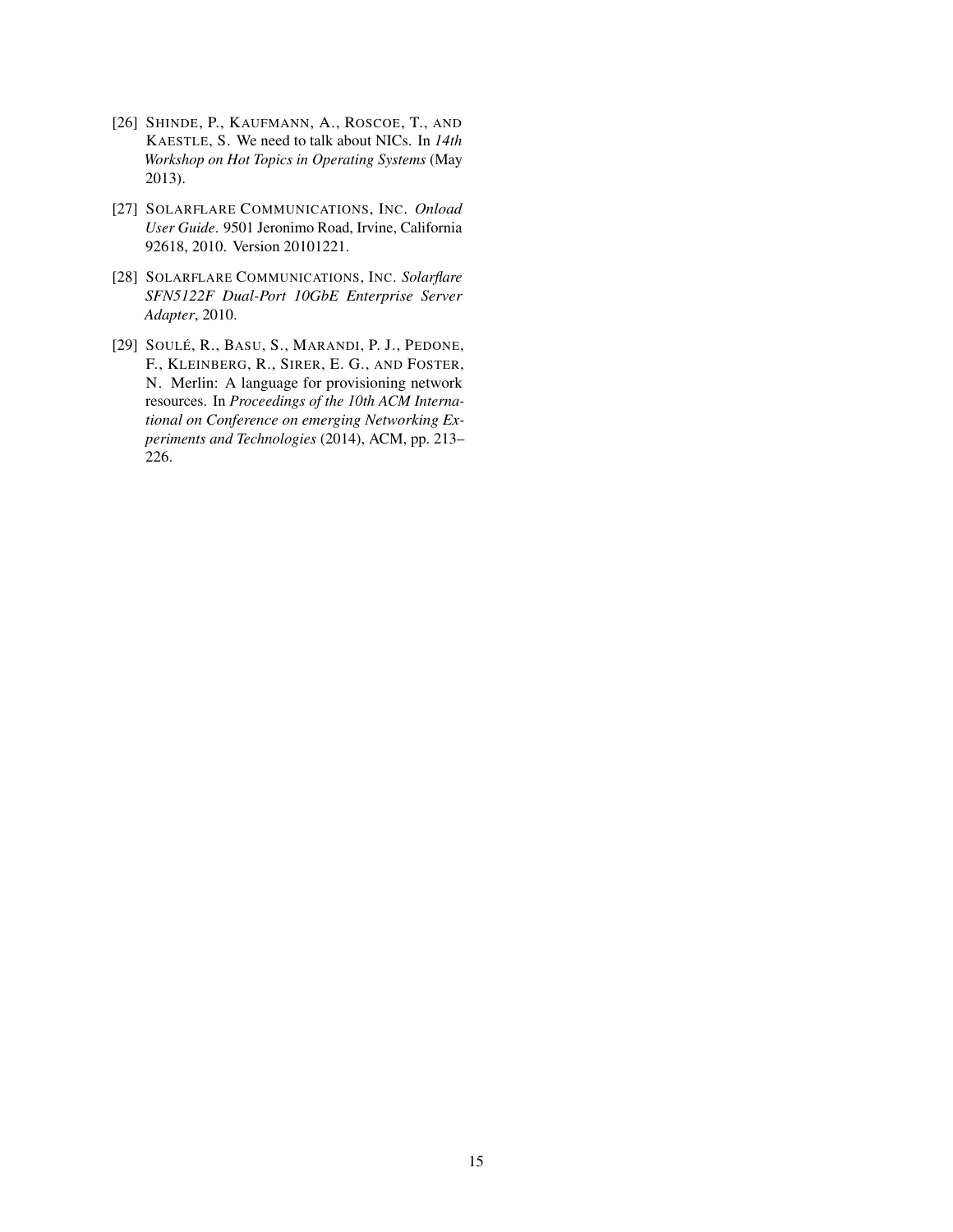[26] SHINDE, P., KAUFMANN, A., ROSCOE, T., AND KAESTLE, S. We need to talk about NICs. In *14th Workshop on Hot Topics in Operating Systems* (May 2013).

[27] SOLARFLARE COMMUNICATIONS, INC. *Onload User Guide*. 9501 Jeronimo Road, Irvine, California 92618, 2010. Version 20101221.

[28] SOLARFLARE COMMUNICATIONS, INC. *Solarflare SFN5122F Dual-Port 10GbE Enterprise Server Adapter*, 2010.

[29] SOULÉ, R., BASU, S., MARANDI, P. J., PEDONE, F., KLEINBERG, R., SIRER, E. G., AND FOSTER, N. Merlin: A language for provisioning network resources. In *Proceedings of the 10th ACM International on Conference on emerging Networking Experiments and Technologies* (2014), ACM, pp. 213–226.